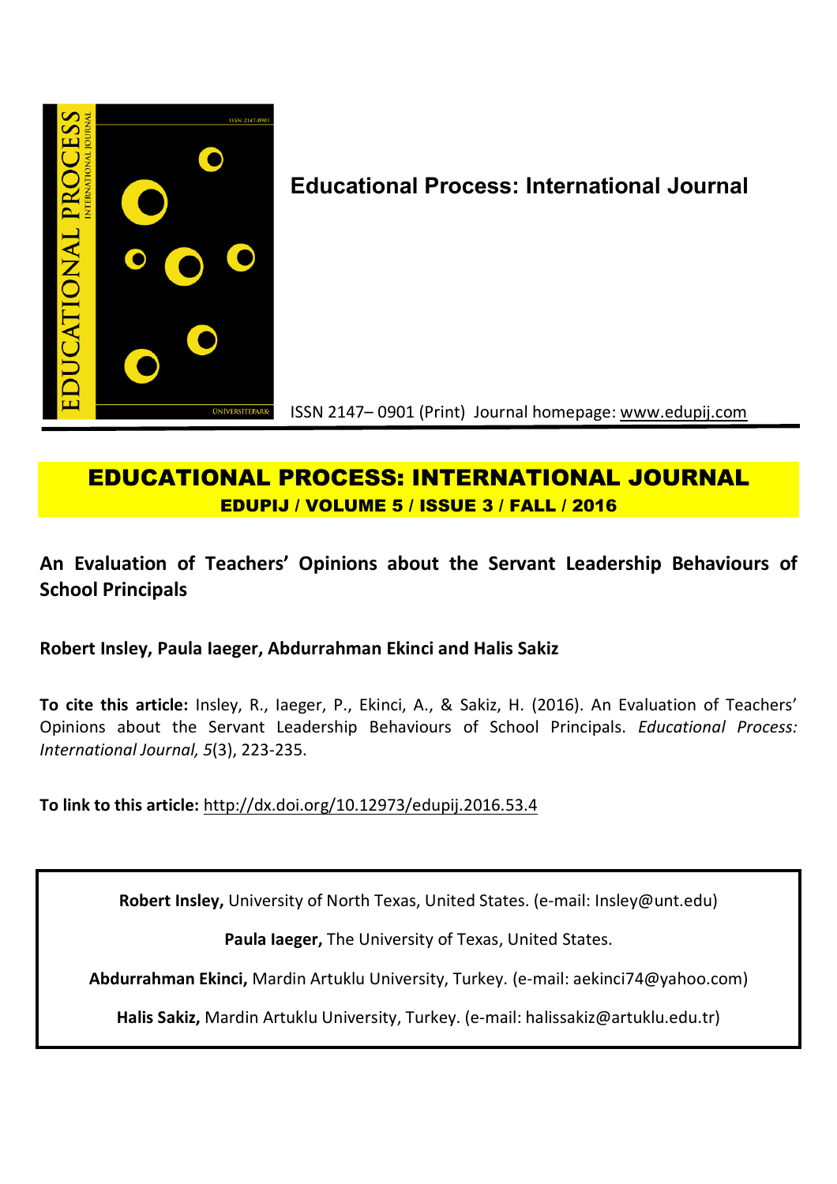**Educational Process: International Journal**

ISSN 2147– 0901 (Print) Journal homepage: www.edupij.com

# EDUCATIONAL PROCESS: INTERNATIONAL JOURNAL

**EDUPIJ / VOLUME 5 / ISSUE 3 / FALL / 2016**

## An Evaluation of Teachers' Opinions about the Servant Leadership Behaviours of School Principals

**Robert Insley, Paula Iaeger, Abdurrahman Ekinci and Halis Sakiz**

**To cite this article:** Insley, R., Iaeger, P., Ekinci, A., & Sakiz, H. (2016). An Evaluation of Teachers' Opinions about the Servant Leadership Behaviours of School Principals. *Educational Process: International Journal, 5*(3), 223-235.

**To link to this article:** http://dx.doi.org/10.12973/edupij.2016.53.4

**Robert Insley,** University of North Texas, United States. (e-mail: Insley@unt.edu)

**Paula Iaeger,** The University of Texas, United States.

**Abdurrahman Ekinci,** Mardin Artuklu University, Turkey. (e-mail: aekinci74@yahoo.com)

**Halis Sakiz,** Mardin Artuklu University, Turkey. (e-mail: halissakiz@artuklu.edu.tr)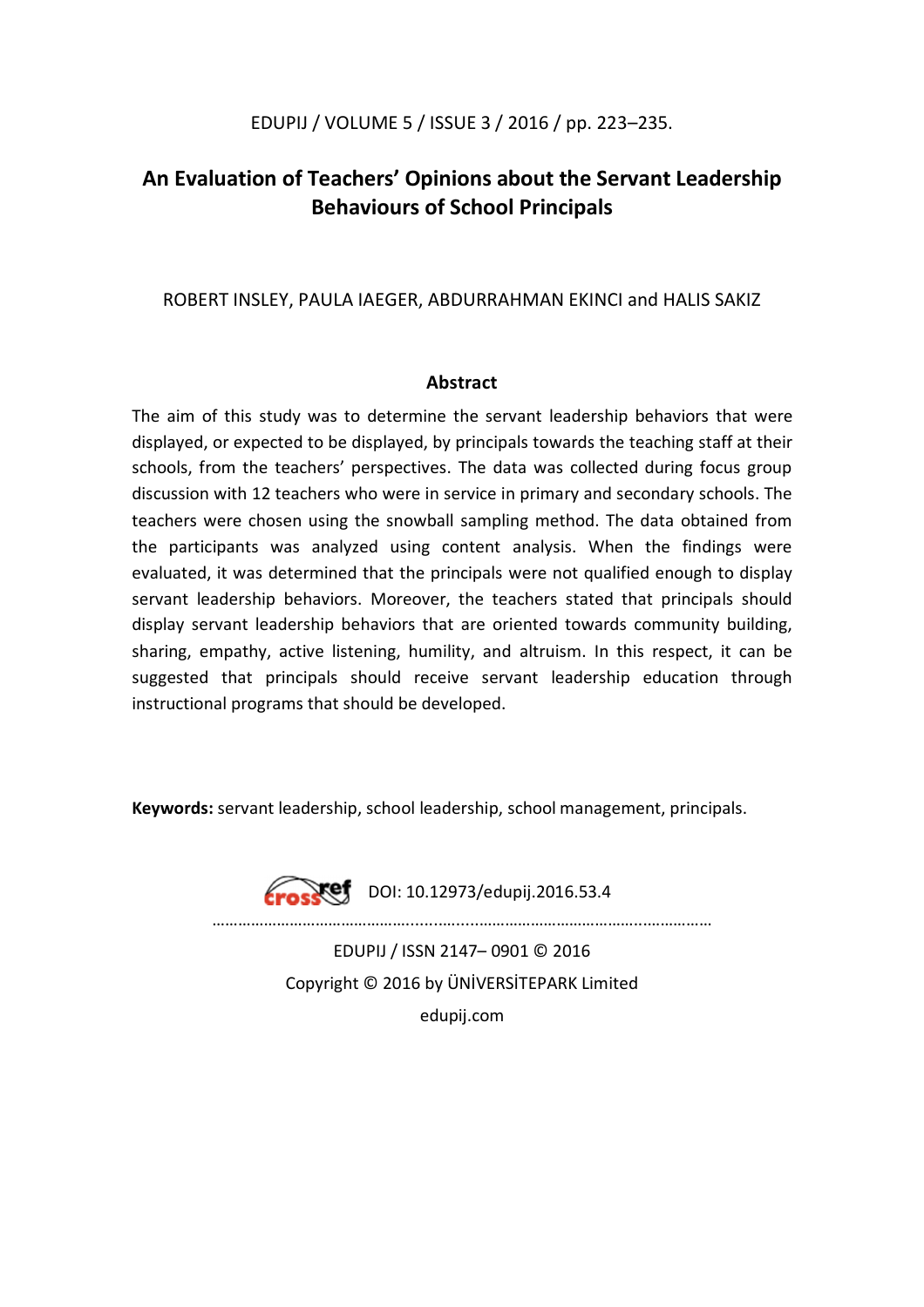# An Evaluation of Teachers' Opinions about the Servant Leadership Behaviours of School Principals

ROBERT INSLEY, PAULA IAEGER, ABDURRAHMAN EKINCI and HALIS SAKIZ

## Abstract

The aim of this study was to determine the servant leadership behaviors that were displayed, or expected to be displayed, by principals towards the teaching staff at their schools, from the teachers' perspectives. The data was collected during focus group discussion with 12 teachers who were in service in primary and secondary schools. The teachers were chosen using the snowball sampling method. The data obtained from the participants was analyzed using content analysis. When the findings were evaluated, it was determined that the principals were not qualified enough to display servant leadership behaviors. Moreover, the teachers stated that principals should display servant leadership behaviors that are oriented towards community building, sharing, empathy, active listening, humility, and altruism. In this respect, it can be suggested that principals should receive servant leadership education through instructional programs that should be developed.

**Keywords:** servant leadership, school leadership, school management, principals.

DOI: 10.12973/edupij.2016.53.4

EDUPIJ / ISSN 2147– 0901 © 2016

Copyright © 2016 by ÜNİVERSİTEPARK Limited

edupij.com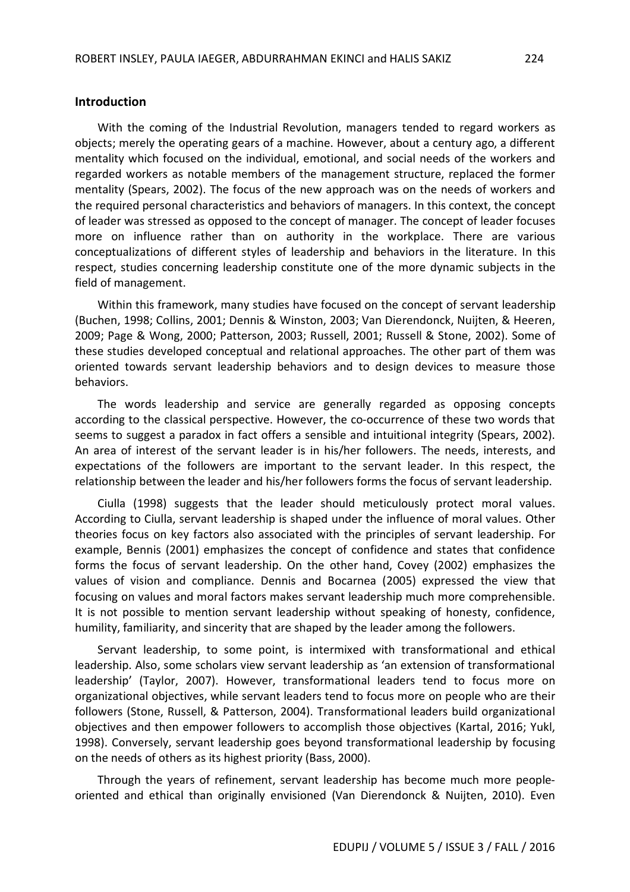## Introduction

With the coming of the Industrial Revolution, managers tended to regard workers as objects; merely the operating gears of a machine. However, about a century ago, a different mentality which focused on the individual, emotional, and social needs of the workers and regarded workers as notable members of the management structure, replaced the former mentality (Spears, 2002). The focus of the new approach was on the needs of workers and the required personal characteristics and behaviors of managers. In this context, the concept of leader was stressed as opposed to the concept of manager. The concept of leader focuses more on influence rather than on authority in the workplace. There are various conceptualizations of different styles of leadership and behaviors in the literature. In this respect, studies concerning leadership constitute one of the more dynamic subjects in the field of management.

Within this framework, many studies have focused on the concept of servant leadership (Buchen, 1998; Collins, 2001; Dennis & Winston, 2003; Van Dierendonck, Nuijten, & Heeren, 2009; Page & Wong, 2000; Patterson, 2003; Russell, 2001; Russell & Stone, 2002). Some of these studies developed conceptual and relational approaches. The other part of them was oriented towards servant leadership behaviors and to design devices to measure those behaviors.

The words leadership and service are generally regarded as opposing concepts according to the classical perspective. However, the co-occurrence of these two words that seems to suggest a paradox in fact offers a sensible and intuitional integrity (Spears, 2002). An area of interest of the servant leader is in his/her followers. The needs, interests, and expectations of the followers are important to the servant leader. In this respect, the relationship between the leader and his/her followers forms the focus of servant leadership.

Ciulla (1998) suggests that the leader should meticulously protect moral values. According to Ciulla, servant leadership is shaped under the influence of moral values. Other theories focus on key factors also associated with the principles of servant leadership. For example, Bennis (2001) emphasizes the concept of confidence and states that confidence forms the focus of servant leadership. On the other hand, Covey (2002) emphasizes the values of vision and compliance. Dennis and Bocarnea (2005) expressed the view that focusing on values and moral factors makes servant leadership much more comprehensible. It is not possible to mention servant leadership without speaking of honesty, confidence, humility, familiarity, and sincerity that are shaped by the leader among the followers.

Servant leadership, to some point, is intermixed with transformational and ethical leadership. Also, some scholars view servant leadership as 'an extension of transformational leadership' (Taylor, 2007). However, transformational leaders tend to focus more on organizational objectives, while servant leaders tend to focus more on people who are their followers (Stone, Russell, & Patterson, 2004). Transformational leaders build organizational objectives and then empower followers to accomplish those objectives (Kartal, 2016; Yukl, 1998). Conversely, servant leadership goes beyond transformational leadership by focusing on the needs of others as its highest priority (Bass, 2000).

Through the years of refinement, servant leadership has become much more people-oriented and ethical than originally envisioned (Van Dierendonck & Nuijten, 2010). Even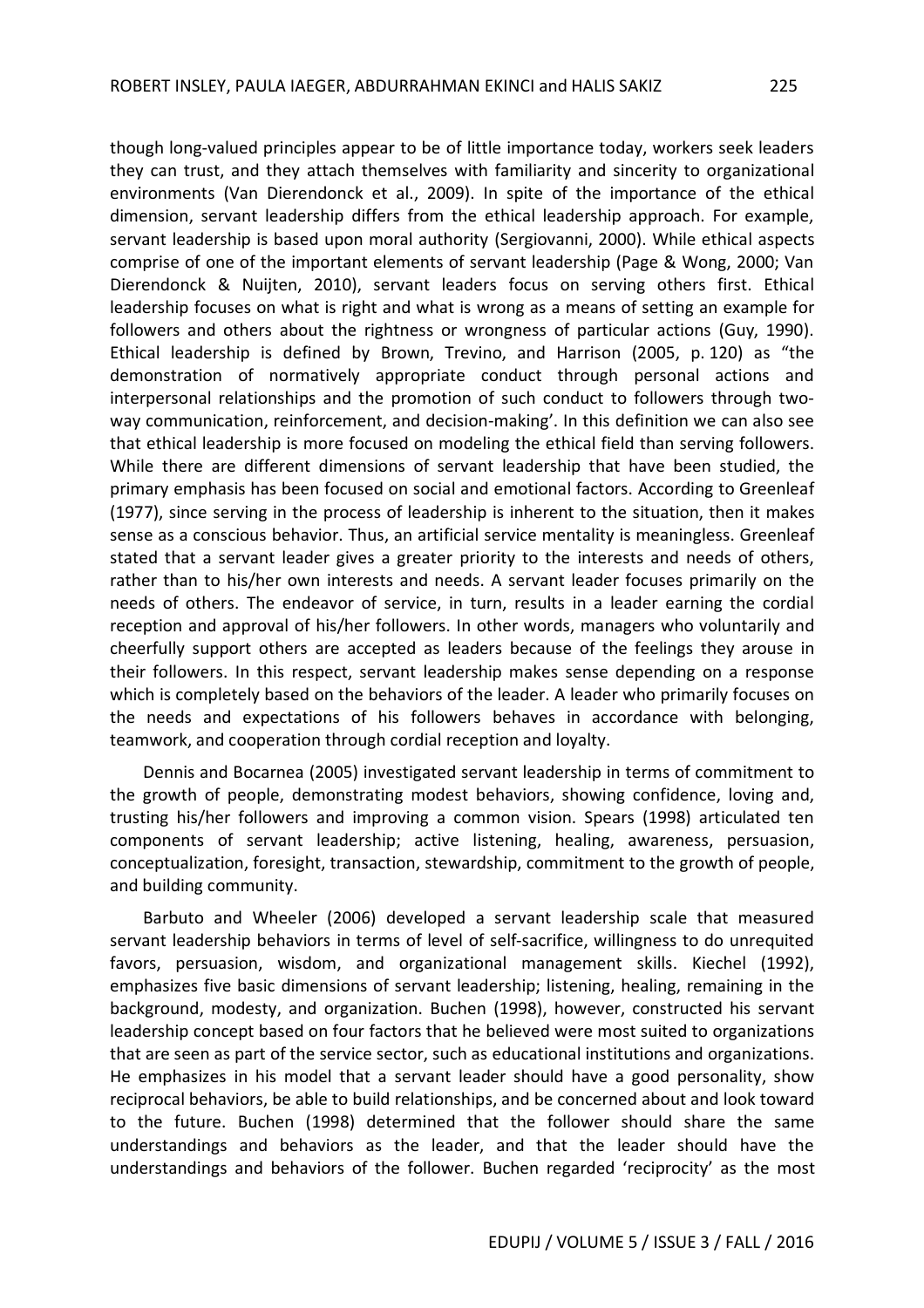though long-valued principles appear to be of little importance today, workers seek leaders they can trust, and they attach themselves with familiarity and sincerity to organizational environments (Van Dierendonck et al., 2009). In spite of the importance of the ethical dimension, servant leadership differs from the ethical leadership approach. For example, servant leadership is based upon moral authority (Sergiovanni, 2000). While ethical aspects comprise of one of the important elements of servant leadership (Page & Wong, 2000; Van Dierendonck & Nuijten, 2010), servant leaders focus on serving others first. Ethical leadership focuses on what is right and what is wrong as a means of setting an example for followers and others about the rightness or wrongness of particular actions (Guy, 1990). Ethical leadership is defined by Brown, Trevino, and Harrison (2005, p. 120) as "the demonstration of normatively appropriate conduct through personal actions and interpersonal relationships and the promotion of such conduct to followers through two-way communication, reinforcement, and decision-making'. In this definition we can also see that ethical leadership is more focused on modeling the ethical field than serving followers. While there are different dimensions of servant leadership that have been studied, the primary emphasis has been focused on social and emotional factors. According to Greenleaf (1977), since serving in the process of leadership is inherent to the situation, then it makes sense as a conscious behavior. Thus, an artificial service mentality is meaningless. Greenleaf stated that a servant leader gives a greater priority to the interests and needs of others, rather than to his/her own interests and needs. A servant leader focuses primarily on the needs of others. The endeavor of service, in turn, results in a leader earning the cordial reception and approval of his/her followers. In other words, managers who voluntarily and cheerfully support others are accepted as leaders because of the feelings they arouse in their followers. In this respect, servant leadership makes sense depending on a response which is completely based on the behaviors of the leader. A leader who primarily focuses on the needs and expectations of his followers behaves in accordance with belonging, teamwork, and cooperation through cordial reception and loyalty.

Dennis and Bocarnea (2005) investigated servant leadership in terms of commitment to the growth of people, demonstrating modest behaviors, showing confidence, loving and, trusting his/her followers and improving a common vision. Spears (1998) articulated ten components of servant leadership; active listening, healing, awareness, persuasion, conceptualization, foresight, transaction, stewardship, commitment to the growth of people, and building community.

Barbuto and Wheeler (2006) developed a servant leadership scale that measured servant leadership behaviors in terms of level of self-sacrifice, willingness to do unrequited favors, persuasion, wisdom, and organizational management skills. Kiechel (1992), emphasizes five basic dimensions of servant leadership; listening, healing, remaining in the background, modesty, and organization. Buchen (1998), however, constructed his servant leadership concept based on four factors that he believed were most suited to organizations that are seen as part of the service sector, such as educational institutions and organizations. He emphasizes in his model that a servant leader should have a good personality, show reciprocal behaviors, be able to build relationships, and be concerned about and look toward to the future. Buchen (1998) determined that the follower should share the same understandings and behaviors as the leader, and that the leader should have the understandings and behaviors of the follower. Buchen regarded 'reciprocity' as the most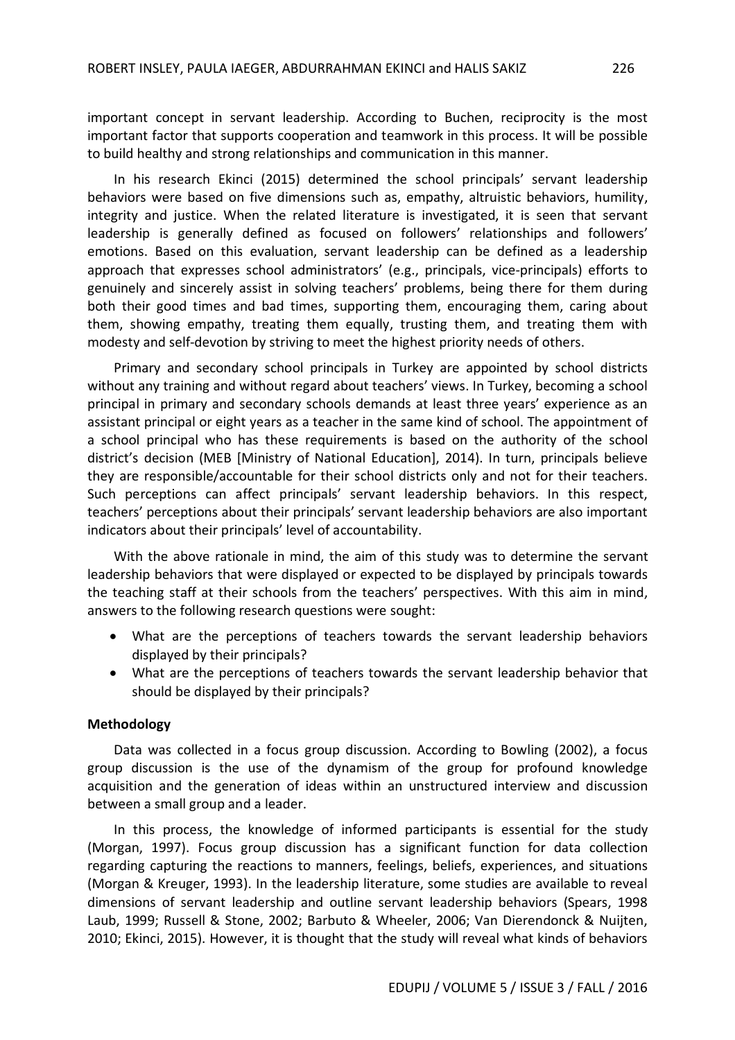important concept in servant leadership. According to Buchen, reciprocity is the most important factor that supports cooperation and teamwork in this process. It will be possible to build healthy and strong relationships and communication in this manner.

In his research Ekinci (2015) determined the school principals' servant leadership behaviors were based on five dimensions such as, empathy, altruistic behaviors, humility, integrity and justice. When the related literature is investigated, it is seen that servant leadership is generally defined as focused on followers' relationships and followers' emotions. Based on this evaluation, servant leadership can be defined as a leadership approach that expresses school administrators' (e.g., principals, vice-principals) efforts to genuinely and sincerely assist in solving teachers' problems, being there for them during both their good times and bad times, supporting them, encouraging them, caring about them, showing empathy, treating them equally, trusting them, and treating them with modesty and self-devotion by striving to meet the highest priority needs of others.

Primary and secondary school principals in Turkey are appointed by school districts without any training and without regard about teachers' views. In Turkey, becoming a school principal in primary and secondary schools demands at least three years' experience as an assistant principal or eight years as a teacher in the same kind of school. The appointment of a school principal who has these requirements is based on the authority of the school district's decision (MEB [Ministry of National Education], 2014). In turn, principals believe they are responsible/accountable for their school districts only and not for their teachers. Such perceptions can affect principals' servant leadership behaviors. In this respect, teachers' perceptions about their principals' servant leadership behaviors are also important indicators about their principals' level of accountability.

With the above rationale in mind, the aim of this study was to determine the servant leadership behaviors that were displayed or expected to be displayed by principals towards the teaching staff at their schools from the teachers' perspectives. With this aim in mind, answers to the following research questions were sought:

- What are the perceptions of teachers towards the servant leadership behaviors displayed by their principals?
- What are the perceptions of teachers towards the servant leadership behavior that should be displayed by their principals?

**Methodology**

Data was collected in a focus group discussion. According to Bowling (2002), a focus group discussion is the use of the dynamism of the group for profound knowledge acquisition and the generation of ideas within an unstructured interview and discussion between a small group and a leader.

In this process, the knowledge of informed participants is essential for the study (Morgan, 1997). Focus group discussion has a significant function for data collection regarding capturing the reactions to manners, feelings, beliefs, experiences, and situations (Morgan & Kreuger, 1993). In the leadership literature, some studies are available to reveal dimensions of servant leadership and outline servant leadership behaviors (Spears, 1998 Laub, 1999; Russell & Stone, 2002; Barbuto & Wheeler, 2006; Van Dierendonck & Nuijten, 2010; Ekinci, 2015). However, it is thought that the study will reveal what kinds of behaviors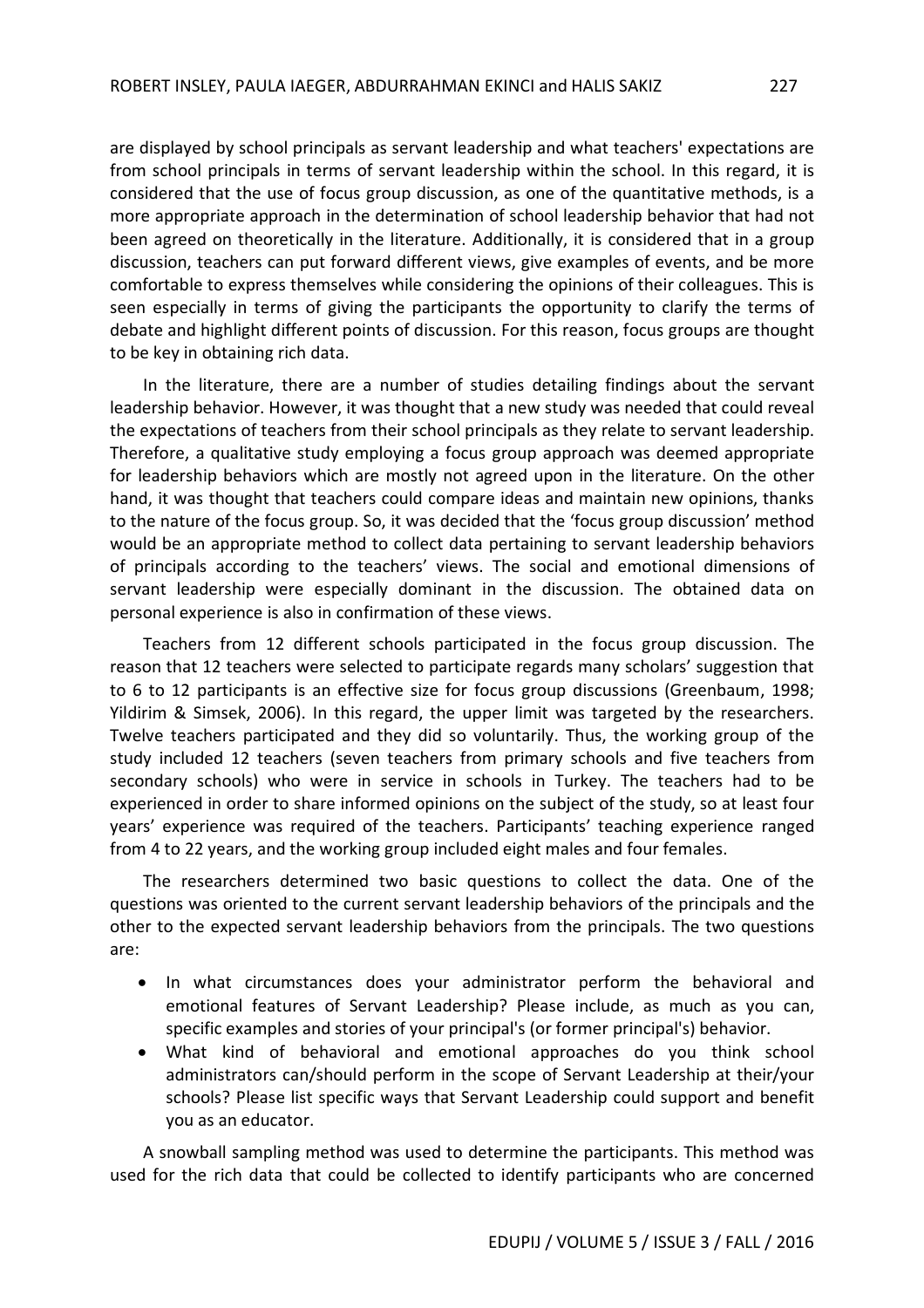are displayed by school principals as servant leadership and what teachers' expectations are from school principals in terms of servant leadership within the school. In this regard, it is considered that the use of focus group discussion, as one of the quantitative methods, is a more appropriate approach in the determination of school leadership behavior that had not been agreed on theoretically in the literature. Additionally, it is considered that in a group discussion, teachers can put forward different views, give examples of events, and be more comfortable to express themselves while considering the opinions of their colleagues. This is seen especially in terms of giving the participants the opportunity to clarify the terms of debate and highlight different points of discussion. For this reason, focus groups are thought to be key in obtaining rich data.

In the literature, there are a number of studies detailing findings about the servant leadership behavior. However, it was thought that a new study was needed that could reveal the expectations of teachers from their school principals as they relate to servant leadership. Therefore, a qualitative study employing a focus group approach was deemed appropriate for leadership behaviors which are mostly not agreed upon in the literature. On the other hand, it was thought that teachers could compare ideas and maintain new opinions, thanks to the nature of the focus group. So, it was decided that the 'focus group discussion' method would be an appropriate method to collect data pertaining to servant leadership behaviors of principals according to the teachers' views. The social and emotional dimensions of servant leadership were especially dominant in the discussion. The obtained data on personal experience is also in confirmation of these views.

Teachers from 12 different schools participated in the focus group discussion. The reason that 12 teachers were selected to participate regards many scholars' suggestion that to 6 to 12 participants is an effective size for focus group discussions (Greenbaum, 1998; Yildirim & Simsek, 2006). In this regard, the upper limit was targeted by the researchers. Twelve teachers participated and they did so voluntarily. Thus, the working group of the study included 12 teachers (seven teachers from primary schools and five teachers from secondary schools) who were in service in schools in Turkey. The teachers had to be experienced in order to share informed opinions on the subject of the study, so at least four years' experience was required of the teachers. Participants' teaching experience ranged from 4 to 22 years, and the working group included eight males and four females.

The researchers determined two basic questions to collect the data. One of the questions was oriented to the current servant leadership behaviors of the principals and the other to the expected servant leadership behaviors from the principals. The two questions are:

- In what circumstances does your administrator perform the behavioral and emotional features of Servant Leadership? Please include, as much as you can, specific examples and stories of your principal's (or former principal's) behavior.
- What kind of behavioral and emotional approaches do you think school administrators can/should perform in the scope of Servant Leadership at their/your schools? Please list specific ways that Servant Leadership could support and benefit you as an educator.

A snowball sampling method was used to determine the participants. This method was used for the rich data that could be collected to identify participants who are concerned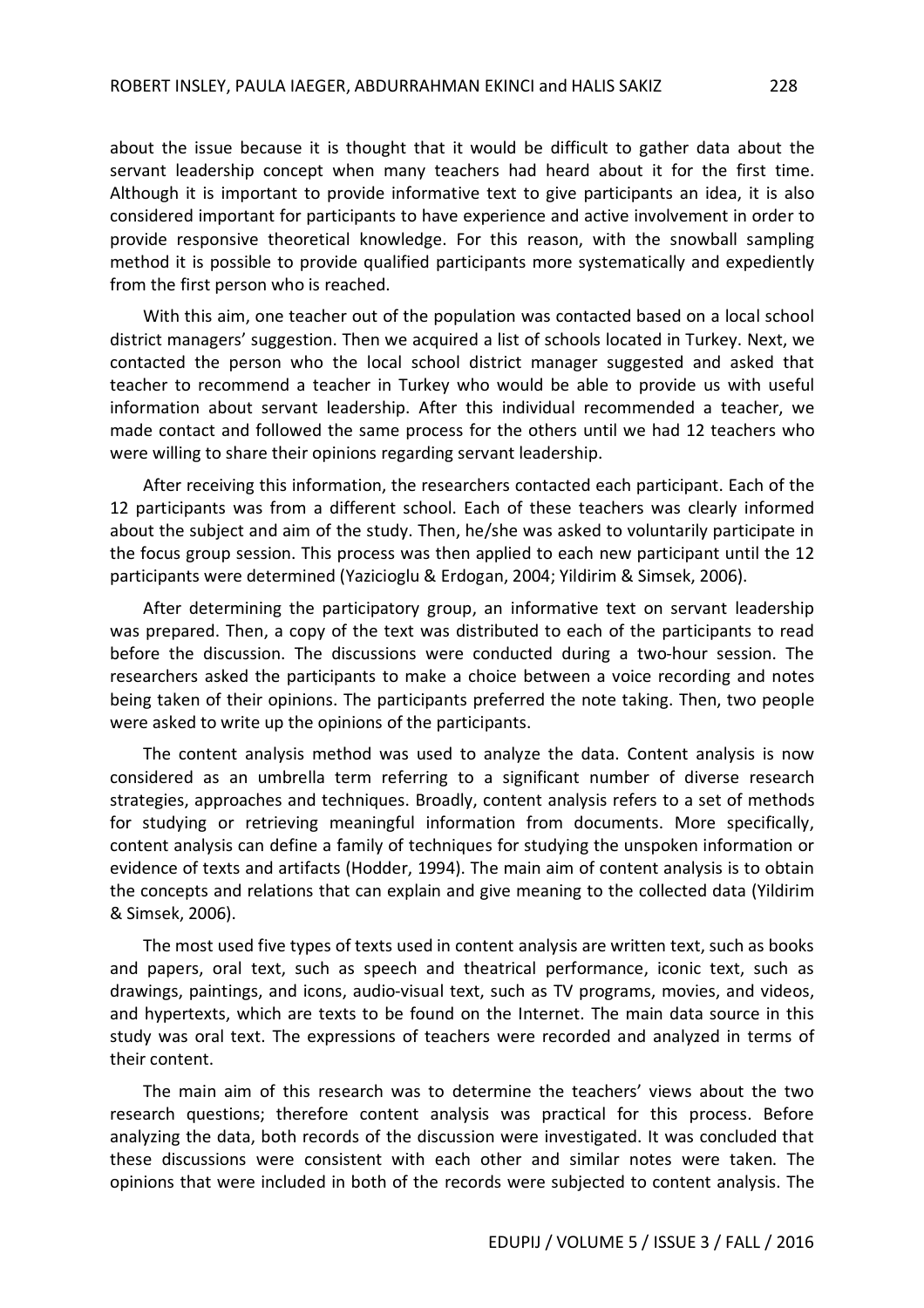about the issue because it is thought that it would be difficult to gather data about the servant leadership concept when many teachers had heard about it for the first time. Although it is important to provide informative text to give participants an idea, it is also considered important for participants to have experience and active involvement in order to provide responsive theoretical knowledge. For this reason, with the snowball sampling method it is possible to provide qualified participants more systematically and expediently from the first person who is reached.

With this aim, one teacher out of the population was contacted based on a local school district managers' suggestion. Then we acquired a list of schools located in Turkey. Next, we contacted the person who the local school district manager suggested and asked that teacher to recommend a teacher in Turkey who would be able to provide us with useful information about servant leadership. After this individual recommended a teacher, we made contact and followed the same process for the others until we had 12 teachers who were willing to share their opinions regarding servant leadership.

After receiving this information, the researchers contacted each participant. Each of the 12 participants was from a different school. Each of these teachers was clearly informed about the subject and aim of the study. Then, he/she was asked to voluntarily participate in the focus group session. This process was then applied to each new participant until the 12 participants were determined (Yazicioglu & Erdogan, 2004; Yildirim & Simsek, 2006).

After determining the participatory group, an informative text on servant leadership was prepared. Then, a copy of the text was distributed to each of the participants to read before the discussion. The discussions were conducted during a two-hour session. The researchers asked the participants to make a choice between a voice recording and notes being taken of their opinions. The participants preferred the note taking. Then, two people were asked to write up the opinions of the participants.

The content analysis method was used to analyze the data. Content analysis is now considered as an umbrella term referring to a significant number of diverse research strategies, approaches and techniques. Broadly, content analysis refers to a set of methods for studying or retrieving meaningful information from documents. More specifically, content analysis can define a family of techniques for studying the unspoken information or evidence of texts and artifacts (Hodder, 1994). The main aim of content analysis is to obtain the concepts and relations that can explain and give meaning to the collected data (Yildirim & Simsek, 2006).

The most used five types of texts used in content analysis are written text, such as books and papers, oral text, such as speech and theatrical performance, iconic text, such as drawings, paintings, and icons, audio-visual text, such as TV programs, movies, and videos, and hypertexts, which are texts to be found on the Internet. The main data source in this study was oral text. The expressions of teachers were recorded and analyzed in terms of their content.

The main aim of this research was to determine the teachers' views about the two research questions; therefore content analysis was practical for this process. Before analyzing the data, both records of the discussion were investigated. It was concluded that these discussions were consistent with each other and similar notes were taken. The opinions that were included in both of the records were subjected to content analysis. The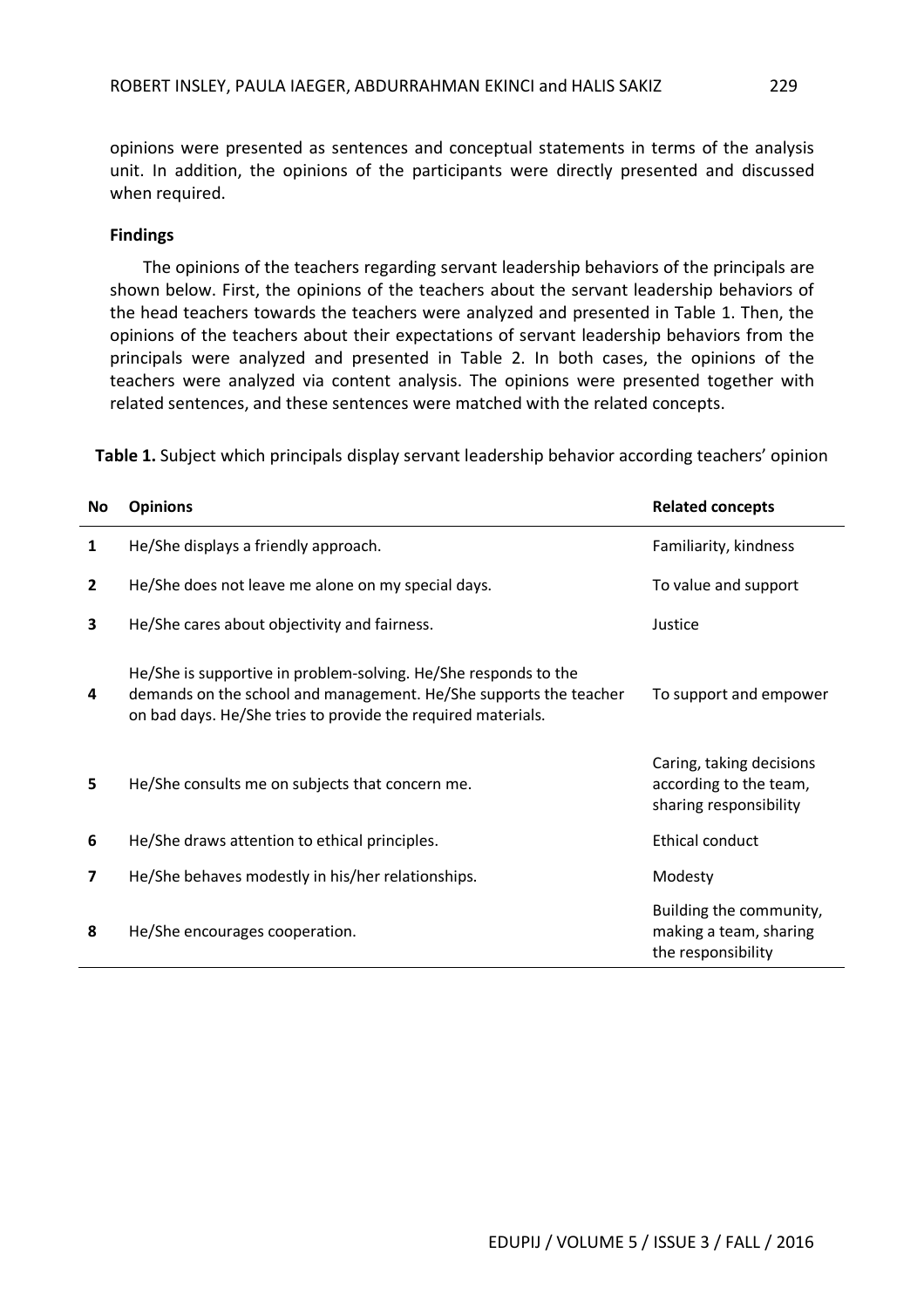opinions were presented as sentences and conceptual statements in terms of the analysis unit. In addition, the opinions of the participants were directly presented and discussed when required.

**Findings**

The opinions of the teachers regarding servant leadership behaviors of the principals are shown below. First, the opinions of the teachers about the servant leadership behaviors of the head teachers towards the teachers were analyzed and presented in Table 1. Then, the opinions of the teachers about their expectations of servant leadership behaviors from the principals were analyzed and presented in Table 2. In both cases, the opinions of the teachers were analyzed via content analysis. The opinions were presented together with related sentences, and these sentences were matched with the related concepts.

**Table 1.** Subject which principals display servant leadership behavior according teachers' opinion

| No | Opinions | Related concepts |
|---|---|---|
| 1 | He/She displays a friendly approach. | Familiarity, kindness |
| 2 | He/She does not leave me alone on my special days. | To value and support |
| 3 | He/She cares about objectivity and fairness. | Justice |
| 4 | He/She is supportive in problem-solving. He/She responds to the demands on the school and management. He/She supports the teacher on bad days. He/She tries to provide the required materials. | To support and empower |
| 5 | He/She consults me on subjects that concern me. | Caring, taking decisions according to the team, sharing responsibility |
| 6 | He/She draws attention to ethical principles. | Ethical conduct |
| 7 | He/She behaves modestly in his/her relationships. | Modesty |
| 8 | He/She encourages cooperation. | Building the community, making a team, sharing the responsibility |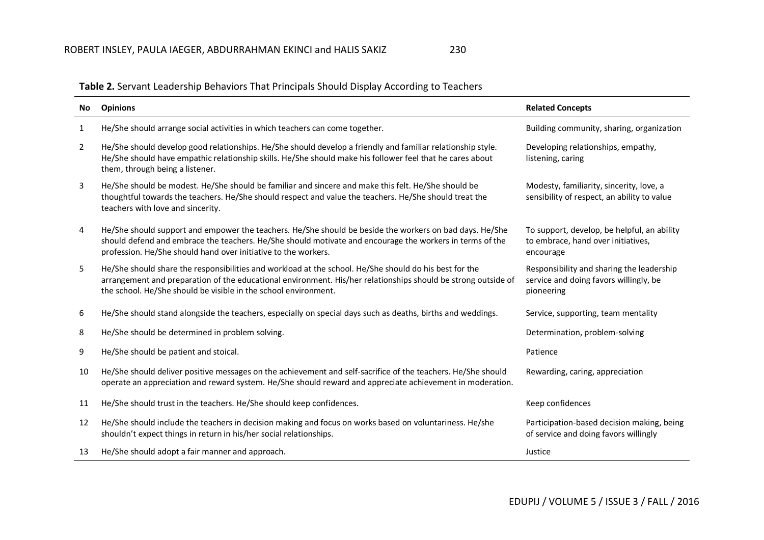**Table 2.** Servant Leadership Behaviors That Principals Should Display According to Teachers

| No | Opinions | Related Concepts |
|---|---|---|
| 1 | He/She should arrange social activities in which teachers can come together. | Building community, sharing, organization |
| 2 | He/She should develop good relationships. He/She should develop a friendly and familiar relationship style. He/She should have empathic relationship skills. He/She should make his follower feel that he cares about them, through being a listener. | Developing relationships, empathy, listening, caring |
| 3 | He/She should be modest. He/She should be familiar and sincere and make this felt. He/She should be thoughtful towards the teachers. He/She should respect and value the teachers. He/She should treat the teachers with love and sincerity. | Modesty, familiarity, sincerity, love, a sensibility of respect, an ability to value |
| 4 | He/She should support and empower the teachers. He/She should be beside the workers on bad days. He/She should defend and embrace the teachers. He/She should motivate and encourage the workers in terms of the profession. He/She should hand over initiative to the workers. | To support, develop, be helpful, an ability to embrace, hand over initiatives, encourage |
| 5 | He/She should share the responsibilities and workload at the school. He/She should do his best for the arrangement and preparation of the educational environment. His/her relationships should be strong outside of the school. He/She should be visible in the school environment. | Responsibility and sharing the leadership service and doing favors willingly, be pioneering |
| 6 | He/She should stand alongside the teachers, especially on special days such as deaths, births and weddings. | Service, supporting, team mentality |
| 8 | He/She should be determined in problem solving. | Determination, problem-solving |
| 9 | He/She should be patient and stoical. | Patience |
| 10 | He/She should deliver positive messages on the achievement and self-sacrifice of the teachers. He/She should operate an appreciation and reward system. He/She should reward and appreciate achievement in moderation. | Rewarding, caring, appreciation |
| 11 | He/She should trust in the teachers. He/She should keep confidences. | Keep confidences |
| 12 | He/She should include the teachers in decision making and focus on works based on voluntariness. He/she shouldn't expect things in return in his/her social relationships. | Participation-based decision making, being of service and doing favors willingly |
| 13 | He/She should adopt a fair manner and approach. | Justice |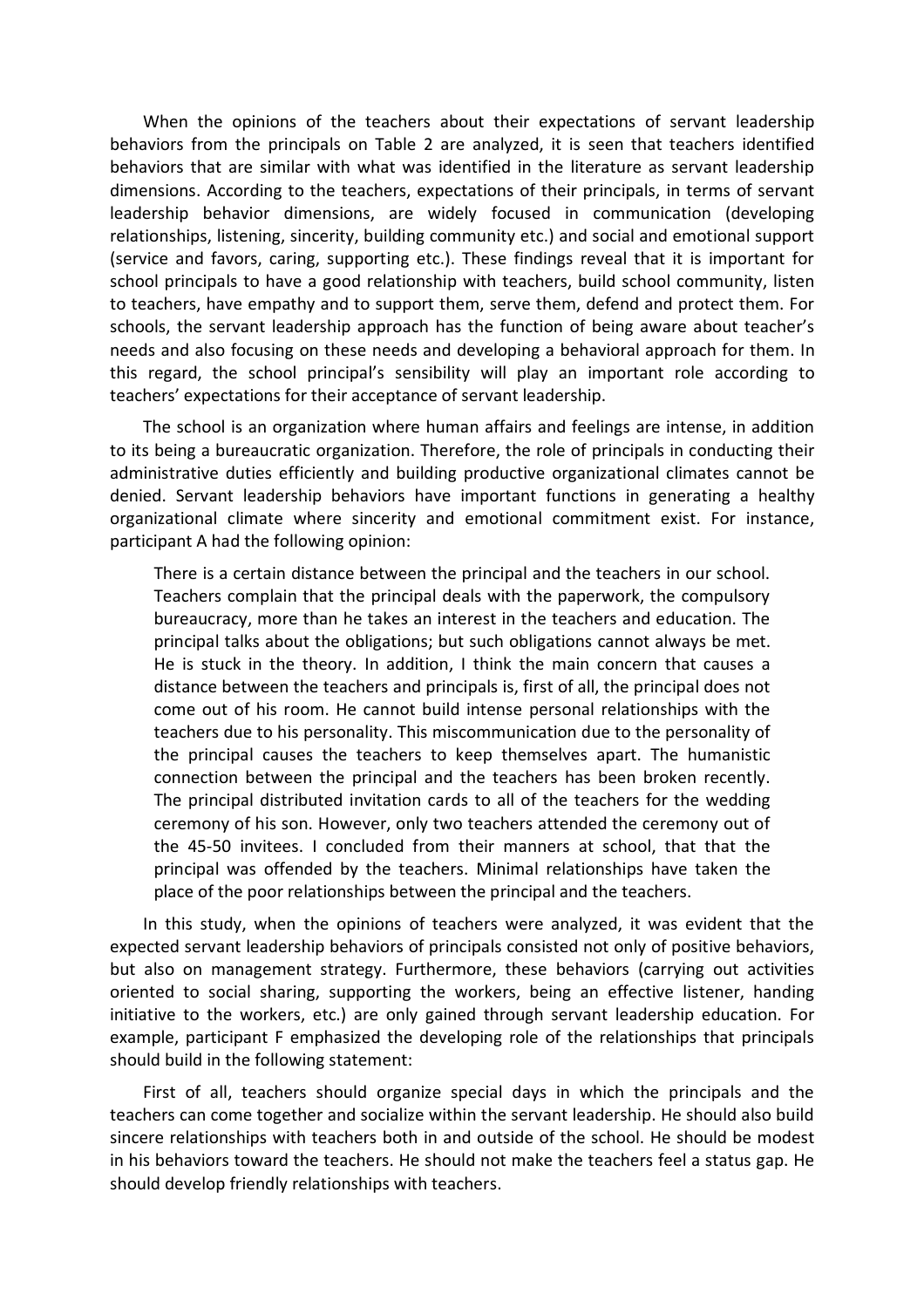When the opinions of the teachers about their expectations of servant leadership behaviors from the principals on Table 2 are analyzed, it is seen that teachers identified behaviors that are similar with what was identified in the literature as servant leadership dimensions. According to the teachers, expectations of their principals, in terms of servant leadership behavior dimensions, are widely focused in communication (developing relationships, listening, sincerity, building community etc.) and social and emotional support (service and favors, caring, supporting etc.). These findings reveal that it is important for school principals to have a good relationship with teachers, build school community, listen to teachers, have empathy and to support them, serve them, defend and protect them. For schools, the servant leadership approach has the function of being aware about teacher's needs and also focusing on these needs and developing a behavioral approach for them. In this regard, the school principal's sensibility will play an important role according to teachers' expectations for their acceptance of servant leadership.

The school is an organization where human affairs and feelings are intense, in addition to its being a bureaucratic organization. Therefore, the role of principals in conducting their administrative duties efficiently and building productive organizational climates cannot be denied. Servant leadership behaviors have important functions in generating a healthy organizational climate where sincerity and emotional commitment exist. For instance, participant A had the following opinion:

> There is a certain distance between the principal and the teachers in our school. Teachers complain that the principal deals with the paperwork, the compulsory bureaucracy, more than he takes an interest in the teachers and education. The principal talks about the obligations; but such obligations cannot always be met. He is stuck in the theory. In addition, I think the main concern that causes a distance between the teachers and principals is, first of all, the principal does not come out of his room. He cannot build intense personal relationships with the teachers due to his personality. This miscommunication due to the personality of the principal causes the teachers to keep themselves apart. The humanistic connection between the principal and the teachers has been broken recently. The principal distributed invitation cards to all of the teachers for the wedding ceremony of his son. However, only two teachers attended the ceremony out of the 45-50 invitees. I concluded from their manners at school, that that the principal was offended by the teachers. Minimal relationships have taken the place of the poor relationships between the principal and the teachers.

In this study, when the opinions of teachers were analyzed, it was evident that the expected servant leadership behaviors of principals consisted not only of positive behaviors, but also on management strategy. Furthermore, these behaviors (carrying out activities oriented to social sharing, supporting the workers, being an effective listener, handing initiative to the workers, etc.) are only gained through servant leadership education. For example, participant F emphasized the developing role of the relationships that principals should build in the following statement:

First of all, teachers should organize special days in which the principals and the teachers can come together and socialize within the servant leadership. He should also build sincere relationships with teachers both in and outside of the school. He should be modest in his behaviors toward the teachers. He should not make the teachers feel a status gap. He should develop friendly relationships with teachers.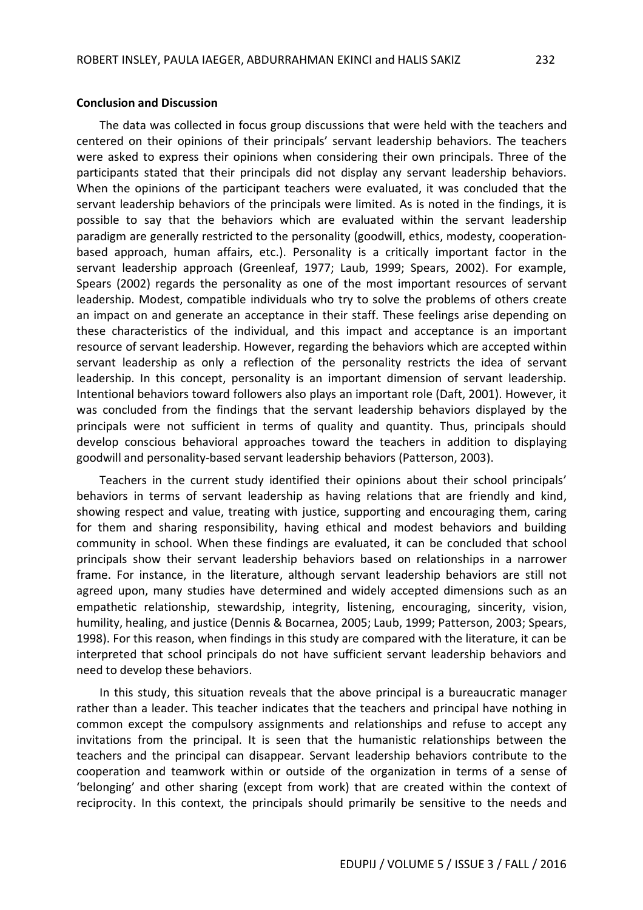**Conclusion and Discussion**

The data was collected in focus group discussions that were held with the teachers and centered on their opinions of their principals' servant leadership behaviors. The teachers were asked to express their opinions when considering their own principals. Three of the participants stated that their principals did not display any servant leadership behaviors. When the opinions of the participant teachers were evaluated, it was concluded that the servant leadership behaviors of the principals were limited. As is noted in the findings, it is possible to say that the behaviors which are evaluated within the servant leadership paradigm are generally restricted to the personality (goodwill, ethics, modesty, cooperation-based approach, human affairs, etc.). Personality is a critically important factor in the servant leadership approach (Greenleaf, 1977; Laub, 1999; Spears, 2002). For example, Spears (2002) regards the personality as one of the most important resources of servant leadership. Modest, compatible individuals who try to solve the problems of others create an impact on and generate an acceptance in their staff. These feelings arise depending on these characteristics of the individual, and this impact and acceptance is an important resource of servant leadership. However, regarding the behaviors which are accepted within servant leadership as only a reflection of the personality restricts the idea of servant leadership. In this concept, personality is an important dimension of servant leadership. Intentional behaviors toward followers also plays an important role (Daft, 2001). However, it was concluded from the findings that the servant leadership behaviors displayed by the principals were not sufficient in terms of quality and quantity. Thus, principals should develop conscious behavioral approaches toward the teachers in addition to displaying goodwill and personality-based servant leadership behaviors (Patterson, 2003).

Teachers in the current study identified their opinions about their school principals' behaviors in terms of servant leadership as having relations that are friendly and kind, showing respect and value, treating with justice, supporting and encouraging them, caring for them and sharing responsibility, having ethical and modest behaviors and building community in school. When these findings are evaluated, it can be concluded that school principals show their servant leadership behaviors based on relationships in a narrower frame. For instance, in the literature, although servant leadership behaviors are still not agreed upon, many studies have determined and widely accepted dimensions such as an empathetic relationship, stewardship, integrity, listening, encouraging, sincerity, vision, humility, healing, and justice (Dennis & Bocarnea, 2005; Laub, 1999; Patterson, 2003; Spears, 1998). For this reason, when findings in this study are compared with the literature, it can be interpreted that school principals do not have sufficient servant leadership behaviors and need to develop these behaviors.

In this study, this situation reveals that the above principal is a bureaucratic manager rather than a leader. This teacher indicates that the teachers and principal have nothing in common except the compulsory assignments and relationships and refuse to accept any invitations from the principal. It is seen that the humanistic relationships between the teachers and the principal can disappear. Servant leadership behaviors contribute to the cooperation and teamwork within or outside of the organization in terms of a sense of 'belonging' and other sharing (except from work) that are created within the context of reciprocity. In this context, the principals should primarily be sensitive to the needs and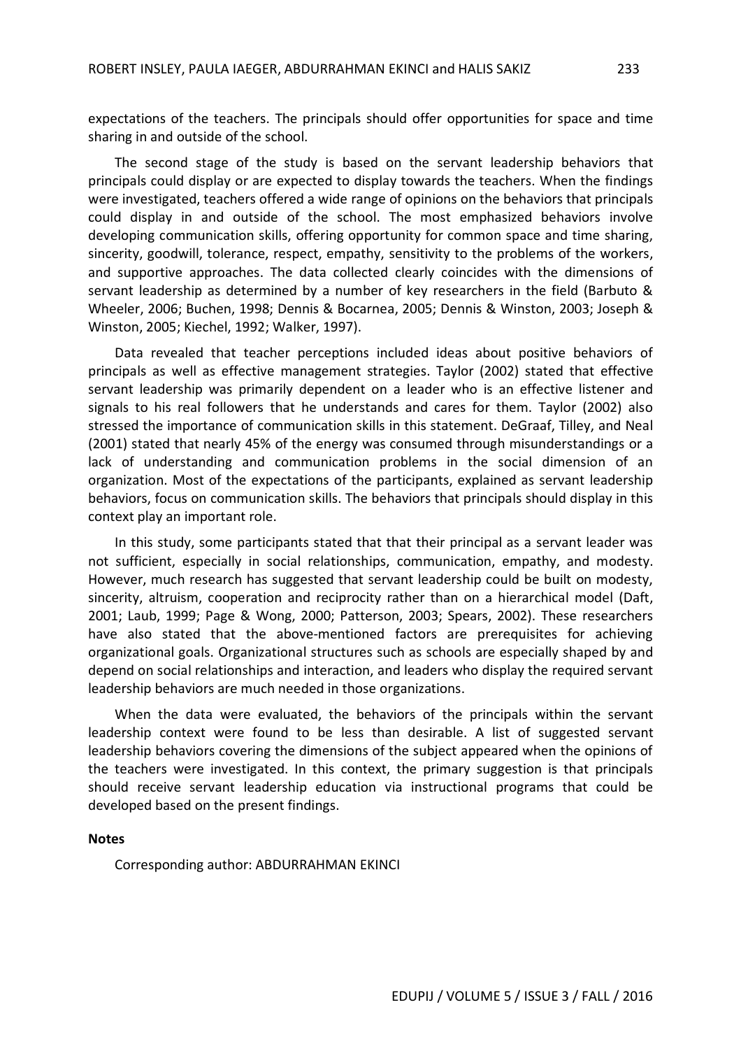expectations of the teachers. The principals should offer opportunities for space and time sharing in and outside of the school.

The second stage of the study is based on the servant leadership behaviors that principals could display or are expected to display towards the teachers. When the findings were investigated, teachers offered a wide range of opinions on the behaviors that principals could display in and outside of the school. The most emphasized behaviors involve developing communication skills, offering opportunity for common space and time sharing, sincerity, goodwill, tolerance, respect, empathy, sensitivity to the problems of the workers, and supportive approaches. The data collected clearly coincides with the dimensions of servant leadership as determined by a number of key researchers in the field (Barbuto & Wheeler, 2006; Buchen, 1998; Dennis & Bocarnea, 2005; Dennis & Winston, 2003; Joseph & Winston, 2005; Kiechel, 1992; Walker, 1997).

Data revealed that teacher perceptions included ideas about positive behaviors of principals as well as effective management strategies. Taylor (2002) stated that effective servant leadership was primarily dependent on a leader who is an effective listener and signals to his real followers that he understands and cares for them. Taylor (2002) also stressed the importance of communication skills in this statement. DeGraaf, Tilley, and Neal (2001) stated that nearly 45% of the energy was consumed through misunderstandings or a lack of understanding and communication problems in the social dimension of an organization. Most of the expectations of the participants, explained as servant leadership behaviors, focus on communication skills. The behaviors that principals should display in this context play an important role.

In this study, some participants stated that that their principal as a servant leader was not sufficient, especially in social relationships, communication, empathy, and modesty. However, much research has suggested that servant leadership could be built on modesty, sincerity, altruism, cooperation and reciprocity rather than on a hierarchical model (Daft, 2001; Laub, 1999; Page & Wong, 2000; Patterson, 2003; Spears, 2002). These researchers have also stated that the above-mentioned factors are prerequisites for achieving organizational goals. Organizational structures such as schools are especially shaped by and depend on social relationships and interaction, and leaders who display the required servant leadership behaviors are much needed in those organizations.

When the data were evaluated, the behaviors of the principals within the servant leadership context were found to be less than desirable. A list of suggested servant leadership behaviors covering the dimensions of the subject appeared when the opinions of the teachers were investigated. In this context, the primary suggestion is that principals should receive servant leadership education via instructional programs that could be developed based on the present findings.

**Notes**

Corresponding author: ABDURRAHMAN EKINCI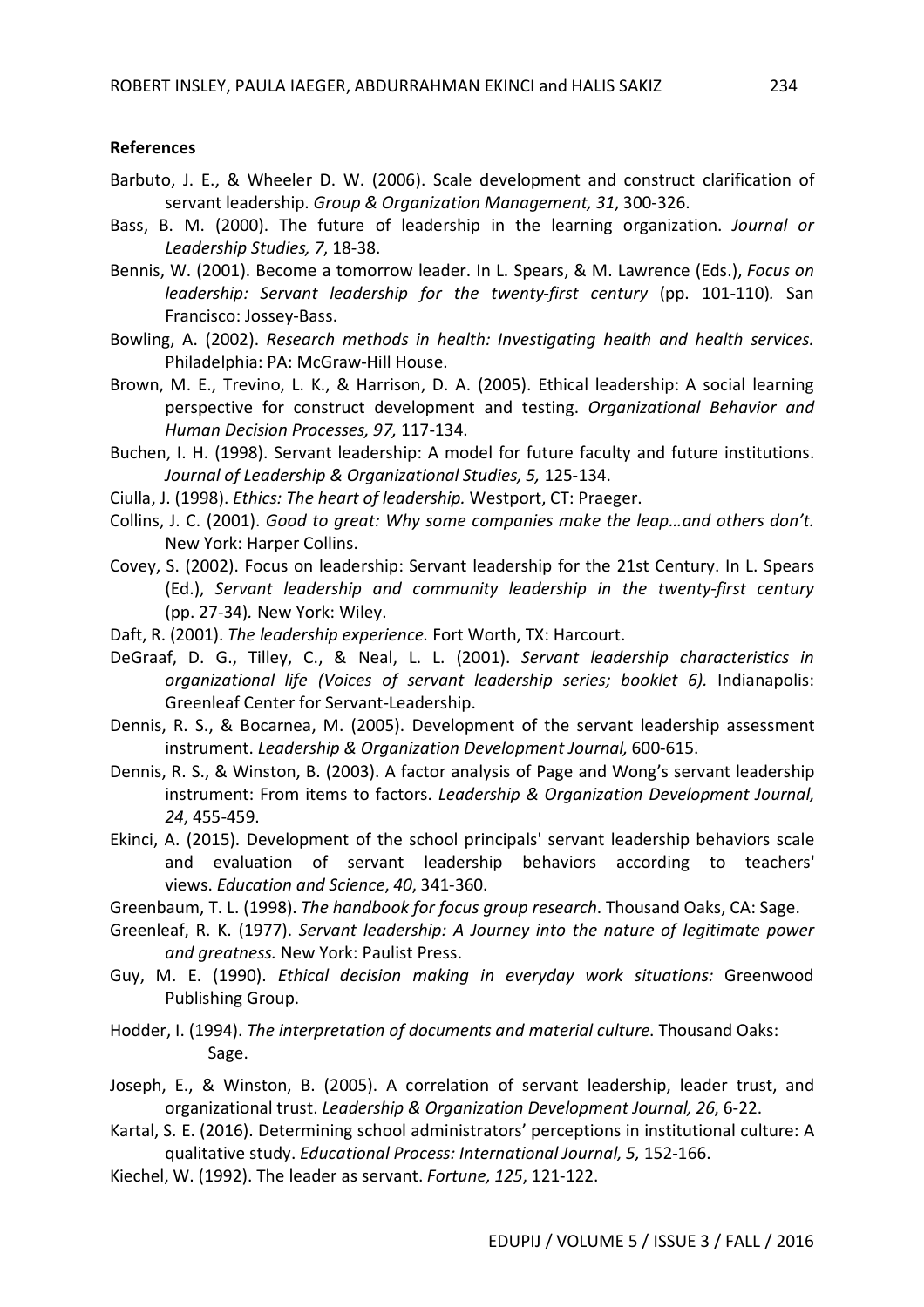## References

Barbuto, J. E., & Wheeler D. W. (2006). Scale development and construct clarification of servant leadership. *Group & Organization Management, 31*, 300-326.

Bass, B. M. (2000). The future of leadership in the learning organization. *Journal or Leadership Studies, 7*, 18-38.

Bennis, W. (2001). Become a tomorrow leader. In L. Spears, & M. Lawrence (Eds.), *Focus on leadership: Servant leadership for the twenty-first century* (pp. 101-110). San Francisco: Jossey-Bass.

Bowling, A. (2002). *Research methods in health: Investigating health and health services.* Philadelphia: PA: McGraw-Hill House.

Brown, M. E., Trevino, L. K., & Harrison, D. A. (2005). Ethical leadership: A social learning perspective for construct development and testing. *Organizational Behavior and Human Decision Processes, 97,* 117-134.

Buchen, I. H. (1998). Servant leadership: A model for future faculty and future institutions. *Journal of Leadership & Organizational Studies, 5,* 125-134.

Ciulla, J. (1998). *Ethics: The heart of leadership.* Westport, CT: Praeger.

Collins, J. C. (2001). *Good to great: Why some companies make the leap…and others don't.* New York: Harper Collins.

Covey, S. (2002). Focus on leadership: Servant leadership for the 21st Century. In L. Spears (Ed.), *Servant leadership and community leadership in the twenty-first century* (pp. 27-34). New York: Wiley.

Daft, R. (2001). *The leadership experience.* Fort Worth, TX: Harcourt.

DeGraaf, D. G., Tilley, C., & Neal, L. L. (2001). *Servant leadership characteristics in organizational life (Voices of servant leadership series; booklet 6).* Indianapolis: Greenleaf Center for Servant-Leadership.

Dennis, R. S., & Bocarnea, M. (2005). Development of the servant leadership assessment instrument. *Leadership & Organization Development Journal,* 600-615.

Dennis, R. S., & Winston, B. (2003). A factor analysis of Page and Wong's servant leadership instrument: From items to factors. *Leadership & Organization Development Journal, 24*, 455-459.

Ekinci, A. (2015). Development of the school principals' servant leadership behaviors scale and evaluation of servant leadership behaviors according to teachers' views. *Education and Science*, *40*, 341-360.

Greenbaum, T. L. (1998). *The handbook for focus group research*. Thousand Oaks, CA: Sage.

Greenleaf, R. K. (1977). *Servant leadership: A Journey into the nature of legitimate power and greatness.* New York: Paulist Press.

Guy, M. E. (1990). *Ethical decision making in everyday work situations:* Greenwood Publishing Group.

Hodder, I. (1994). *The interpretation of documents and material culture*. Thousand Oaks: Sage.

Joseph, E., & Winston, B. (2005). A correlation of servant leadership, leader trust, and organizational trust. *Leadership & Organization Development Journal, 26*, 6-22.

Kartal, S. E. (2016). Determining school administrators' perceptions in institutional culture: A qualitative study. *Educational Process: International Journal, 5,* 152-166.

Kiechel, W. (1992). The leader as servant. *Fortune, 125*, 121-122.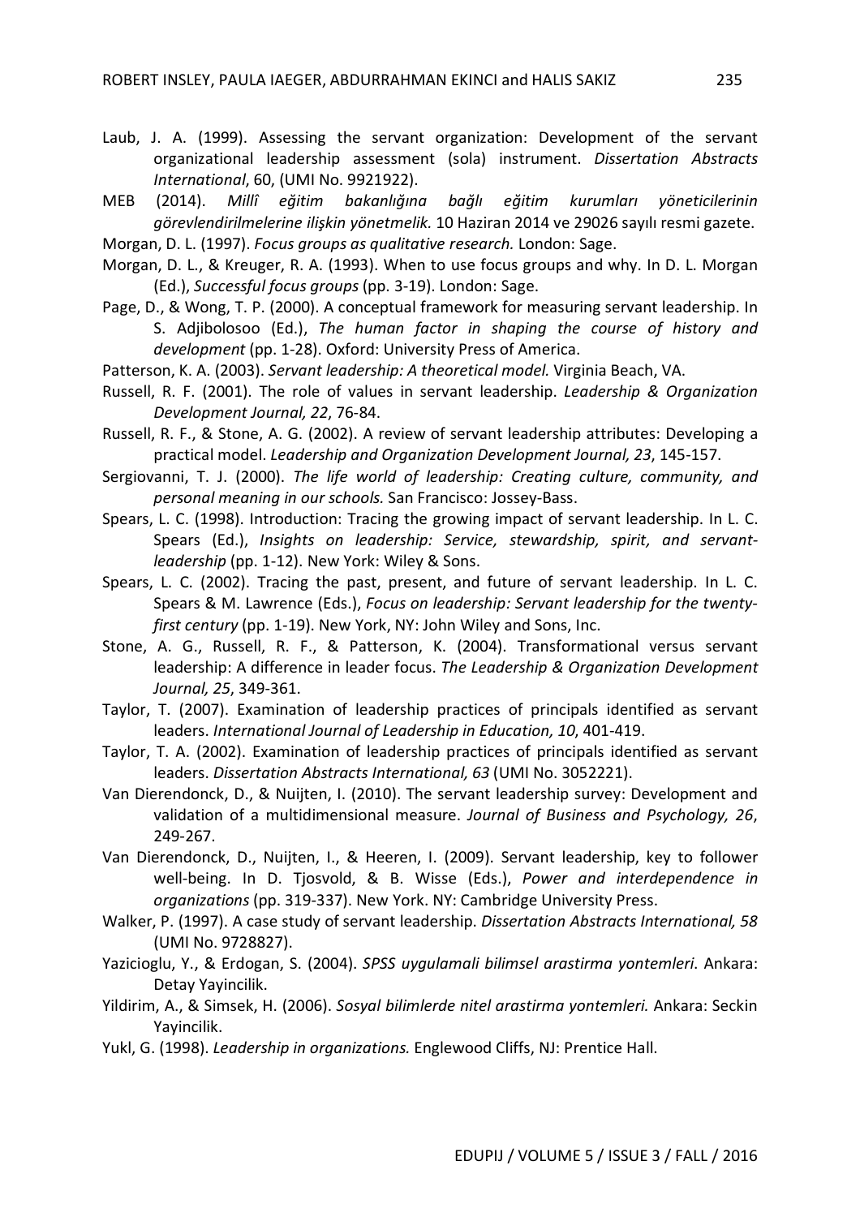Laub, J. A. (1999). Assessing the servant organization: Development of the servant organizational leadership assessment (sola) instrument. *Dissertation Abstracts International*, 60, (UMI No. 9921922).

MEB (2014). *Millî eğitim bakanlığına bağlı eğitim kurumları yöneticilerinin görevlendirilmelerine ilişkin yönetmelik.* 10 Haziran 2014 ve 29026 sayılı resmi gazete.

Morgan, D. L. (1997). *Focus groups as qualitative research.* London: Sage.

Morgan, D. L., & Kreuger, R. A. (1993). When to use focus groups and why. In D. L. Morgan (Ed.), *Successful focus groups* (pp. 3-19). London: Sage.

Page, D., & Wong, T. P. (2000). A conceptual framework for measuring servant leadership. In S. Adjibolosoo (Ed.), *The human factor in shaping the course of history and development* (pp. 1-28). Oxford: University Press of America.

Patterson, K. A. (2003). *Servant leadership: A theoretical model.* Virginia Beach, VA.

Russell, R. F. (2001). The role of values in servant leadership. *Leadership & Organization Development Journal, 22*, 76-84.

Russell, R. F., & Stone, A. G. (2002). A review of servant leadership attributes: Developing a practical model. *Leadership and Organization Development Journal, 23*, 145-157.

Sergiovanni, T. J. (2000). *The life world of leadership: Creating culture, community, and personal meaning in our schools.* San Francisco: Jossey-Bass.

Spears, L. C. (1998). Introduction: Tracing the growing impact of servant leadership. In L. C. Spears (Ed.), *Insights on leadership: Service, stewardship, spirit, and servant-leadership* (pp. 1-12). New York: Wiley & Sons.

Spears, L. C. (2002). Tracing the past, present, and future of servant leadership. In L. C. Spears & M. Lawrence (Eds.), *Focus on leadership: Servant leadership for the twenty-first century* (pp. 1-19). New York, NY: John Wiley and Sons, Inc.

Stone, A. G., Russell, R. F., & Patterson, K. (2004). Transformational versus servant leadership: A difference in leader focus. *The Leadership & Organization Development Journal, 25*, 349-361.

Taylor, T. (2007). Examination of leadership practices of principals identified as servant leaders. *International Journal of Leadership in Education, 10*, 401-419.

Taylor, T. A. (2002). Examination of leadership practices of principals identified as servant leaders. *Dissertation Abstracts International, 63* (UMI No. 3052221).

Van Dierendonck, D., & Nuijten, I. (2010). The servant leadership survey: Development and validation of a multidimensional measure. *Journal of Business and Psychology, 26*, 249-267.

Van Dierendonck, D., Nuijten, I., & Heeren, I. (2009). Servant leadership, key to follower well-being. In D. Tjosvold, & B. Wisse (Eds.), *Power and interdependence in organizations* (pp. 319-337). New York. NY: Cambridge University Press.

Walker, P. (1997). A case study of servant leadership. *Dissertation Abstracts International, 58* (UMI No. 9728827).

Yazicioglu, Y., & Erdogan, S. (2004). *SPSS uygulamali bilimsel arastirma yontemleri*. Ankara: Detay Yayincilik.

Yildirim, A., & Simsek, H. (2006). *Sosyal bilimlerde nitel arastirma yontemleri.* Ankara: Seckin Yayincilik.

Yukl, G. (1998). *Leadership in organizations.* Englewood Cliffs, NJ: Prentice Hall.